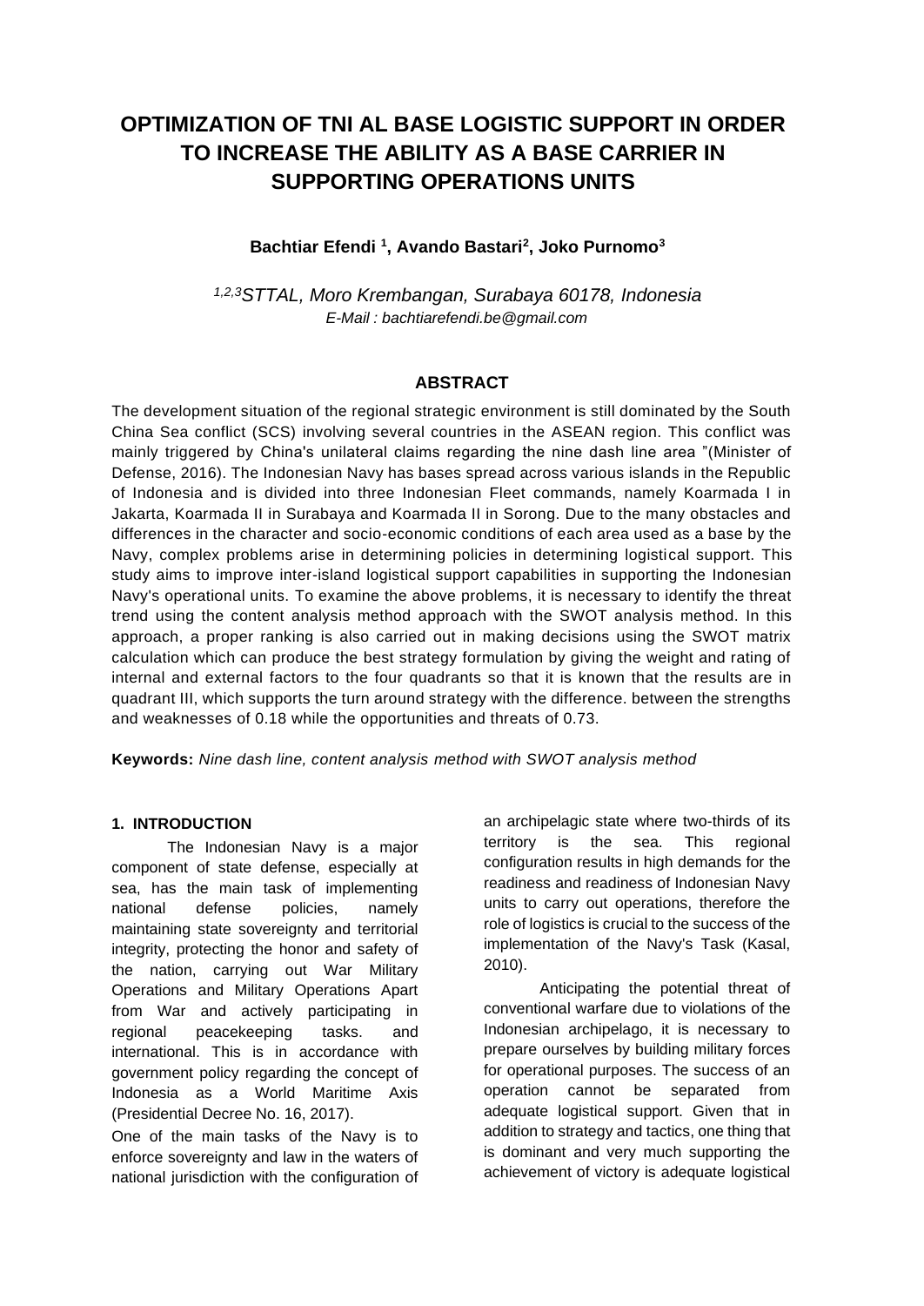# OPTIMIZATION OF TNI AL BASE LOGISTIC SUPPORT IN ORDER TO INCREASE THE ABILITY AS A BASE CARRIER IN SUPPORTING OPERATIONS UNITS

**Bachtiar Efendi [1], Avando Bastari[2], Joko Purnomo[3]**

*[1,2,3]STTAL, Moro Krembangan, Surabaya 60178, Indonesia*
*E-Mail : bachtiarefendi.be@gmail.com*

## ABSTRACT

The development situation of the regional strategic environment is still dominated by the South China Sea conflict (SCS) involving several countries in the ASEAN region. This conflict was mainly triggered by China's unilateral claims regarding the nine dash line area "(Minister of Defense, 2016). The Indonesian Navy has bases spread across various islands in the Republic of Indonesia and is divided into three Indonesian Fleet commands, namely Koarmada I in Jakarta, Koarmada II in Surabaya and Koarmada II in Sorong. Due to the many obstacles and differences in the character and socio-economic conditions of each area used as a base by the Navy, complex problems arise in determining policies in determining logistical support. This study aims to improve inter-island logistical support capabilities in supporting the Indonesian Navy's operational units. To examine the above problems, it is necessary to identify the threat trend using the content analysis method approach with the SWOT analysis method. In this approach, a proper ranking is also carried out in making decisions using the SWOT matrix calculation which can produce the best strategy formulation by giving the weight and rating of internal and external factors to the four quadrants so that it is known that the results are in quadrant III, which supports the turn around strategy with the difference. between the strengths and weaknesses of 0.18 while the opportunities and threats of 0.73.

**Keywords:** *Nine dash line, content analysis method with SWOT analysis method*

## 1. INTRODUCTION

The Indonesian Navy is a major component of state defense, especially at sea, has the main task of implementing national defense policies, namely maintaining state sovereignty and territorial integrity, protecting the honor and safety of the nation, carrying out War Military Operations and Military Operations Apart from War and actively participating in regional peacekeeping tasks. and international. This is in accordance with government policy regarding the concept of Indonesia as a World Maritime Axis (Presidential Decree No. 16, 2017).

One of the main tasks of the Navy is to enforce sovereignty and law in the waters of national jurisdiction with the configuration of an archipelagic state where two-thirds of its territory is the sea. This regional configuration results in high demands for the readiness and readiness of Indonesian Navy units to carry out operations, therefore the role of logistics is crucial to the success of the implementation of the Navy's Task (Kasal, 2010).

Anticipating the potential threat of conventional warfare due to violations of the Indonesian archipelago, it is necessary to prepare ourselves by building military forces for operational purposes. The success of an operation cannot be separated from adequate logistical support. Given that in addition to strategy and tactics, one thing that is dominant and very much supporting the achievement of victory is adequate logistical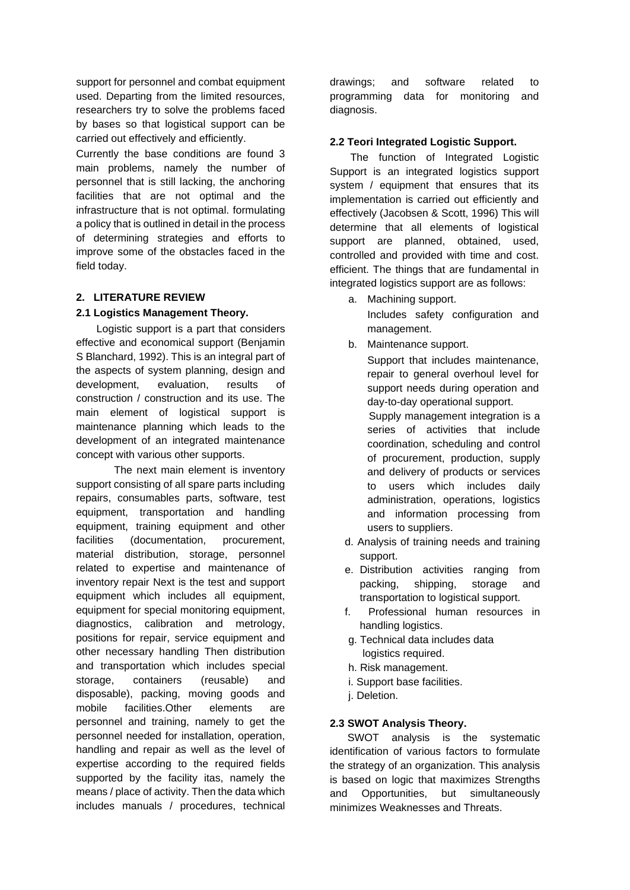support for personnel and combat equipment used. Departing from the limited resources, researchers try to solve the problems faced by bases so that logistical support can be carried out effectively and efficiently.

Currently the base conditions are found 3 main problems, namely the number of personnel that is still lacking, the anchoring facilities that are not optimal and the infrastructure that is not optimal. formulating a policy that is outlined in detail in the process of determining strategies and efforts to improve some of the obstacles faced in the field today.

## 2. LITERATURE REVIEW

### 2.1 Logistics Management Theory.

Logistic support is a part that considers effective and economical support (Benjamin S Blanchard, 1992). This is an integral part of the aspects of system planning, design and development, evaluation, results of construction / construction and its use. The main element of logistical support is maintenance planning which leads to the development of an integrated maintenance concept with various other supports.

The next main element is inventory support consisting of all spare parts including repairs, consumables parts, software, test equipment, transportation and handling equipment, training equipment and other facilities (documentation, procurement, material distribution, storage, personnel related to expertise and maintenance of inventory repair Next is the test and support equipment which includes all equipment, equipment for special monitoring equipment, diagnostics, calibration and metrology, positions for repair, service equipment and other necessary handling Then distribution and transportation which includes special storage, containers (reusable) and disposable), packing, moving goods and mobile facilities.Other elements are personnel and training, namely to get the personnel needed for installation, operation, handling and repair as well as the level of expertise according to the required fields supported by the facility itas, namely the means / place of activity. Then the data which includes manuals / procedures, technical drawings; and software related to programming data for monitoring and diagnosis.

### 2.2 Teori Integrated Logistic Support.

The function of Integrated Logistic Support is an integrated logistics support system / equipment that ensures that its implementation is carried out efficiently and effectively (Jacobsen & Scott, 1996) This will determine that all elements of logistical support are planned, obtained, used, controlled and provided with time and cost. efficient. The things that are fundamental in integrated logistics support are as follows:

a. Machining support.
   Includes safety configuration and management.
b. Maintenance support.
   Support that includes maintenance, repair to general overhoul level for support needs during operation and day-to-day operational support.
   Supply management integration is a series of activities that include coordination, scheduling and control of procurement, production, supply and delivery of products or services to users which includes daily administration, operations, logistics and information processing from users to suppliers.
d. Analysis of training needs and training support.
e. Distribution activities ranging from packing, shipping, storage and transportation to logistical support.
f. Professional human resources in handling logistics.
g. Technical data includes data logistics required.
h. Risk management.
i. Support base facilities.
j. Deletion.

### 2.3 SWOT Analysis Theory.

SWOT analysis is the systematic identification of various factors to formulate the strategy of an organization. This analysis is based on logic that maximizes Strengths and Opportunities, but simultaneously minimizes Weaknesses and Threats.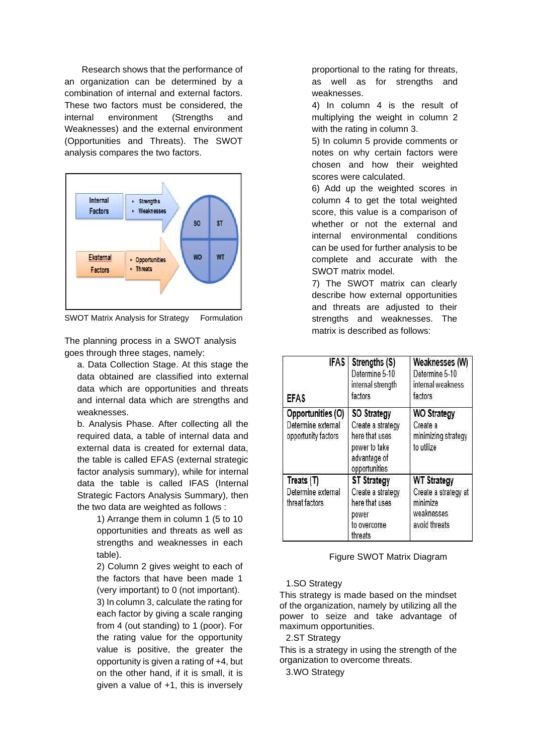Research shows that the performance of an organization can be determined by a combination of internal and external factors. These two factors must be considered, the internal environment (Strengths and Weaknesses) and the external environment (Opportunities and Threats). The SWOT analysis compares the two factors.

SWOT Matrix Analysis for Strategy Formulation

The planning process in a SWOT analysis goes through three stages, namely:

a. Data Collection Stage. At this stage the data obtained are classified into external data which are opportunities and threats and internal data which are strengths and weaknesses.

b. Analysis Phase. After collecting all the required data, a table of internal data and external data is created for external data, the table is called EFAS (external strategic factor analysis summary), while for internal data the table is called IFAS (Internal Strategic Factors Analysis Summary), then the two data are weighted as follows :

1) Arrange them in column 1 (5 to 10 opportunities and threats as well as strengths and weaknesses in each table).

2) Column 2 gives weight to each of the factors that have been made 1 (very important) to 0 (not important).

3) In column 3, calculate the rating for each factor by giving a scale ranging from 4 (out standing) to 1 (poor). For the rating value for the opportunity value is positive, the greater the opportunity is given a rating of +4, but on the other hand, if it is small, it is given a value of +1, this is inversely proportional to the rating for threats, as well as for strengths and weaknesses.

4) In column 4 is the result of multiplying the weight in column 2 with the rating in column 3.

5) In column 5 provide comments or notes on why certain factors were chosen and how their weighted scores were calculated.

6) Add up the weighted scores in column 4 to get the total weighted score, this value is a comparison of whether or not the external and internal environmental conditions can be used for further analysis to be complete and accurate with the SWOT matrix model.

7) The SWOT matrix can clearly describe how external opportunities and threats are adjusted to their strengths and weaknesses. The matrix is described as follows:

| IFAS / EFAS | **Strengths (S)** Determine 5-10 internal strength factors | **Weaknesses (W)** Determine 5-10 internal weakness factors |
|---|---|---|
| **Opportunities (O)** Determine external opportunity factors | **SO Strategy** Create a strategy here that uses power to take advantage of opportunities | **WO Strategy** Create a minimizing strategy to utilize |
| **Treats (T)** Determine external threat factors | **ST Strategy** Create a strategy here that uses power to overcome threats | **WT Strategy** Create a strategy at minimize weaknesses avoid threats |

Figure SWOT Matrix Diagram

1. SO Strategy

This strategy is made based on the mindset of the organization, namely by utilizing all the power to seize and take advantage of maximum opportunities.

2. ST Strategy

This is a strategy in using the strength of the organization to overcome threats.

3. WO Strategy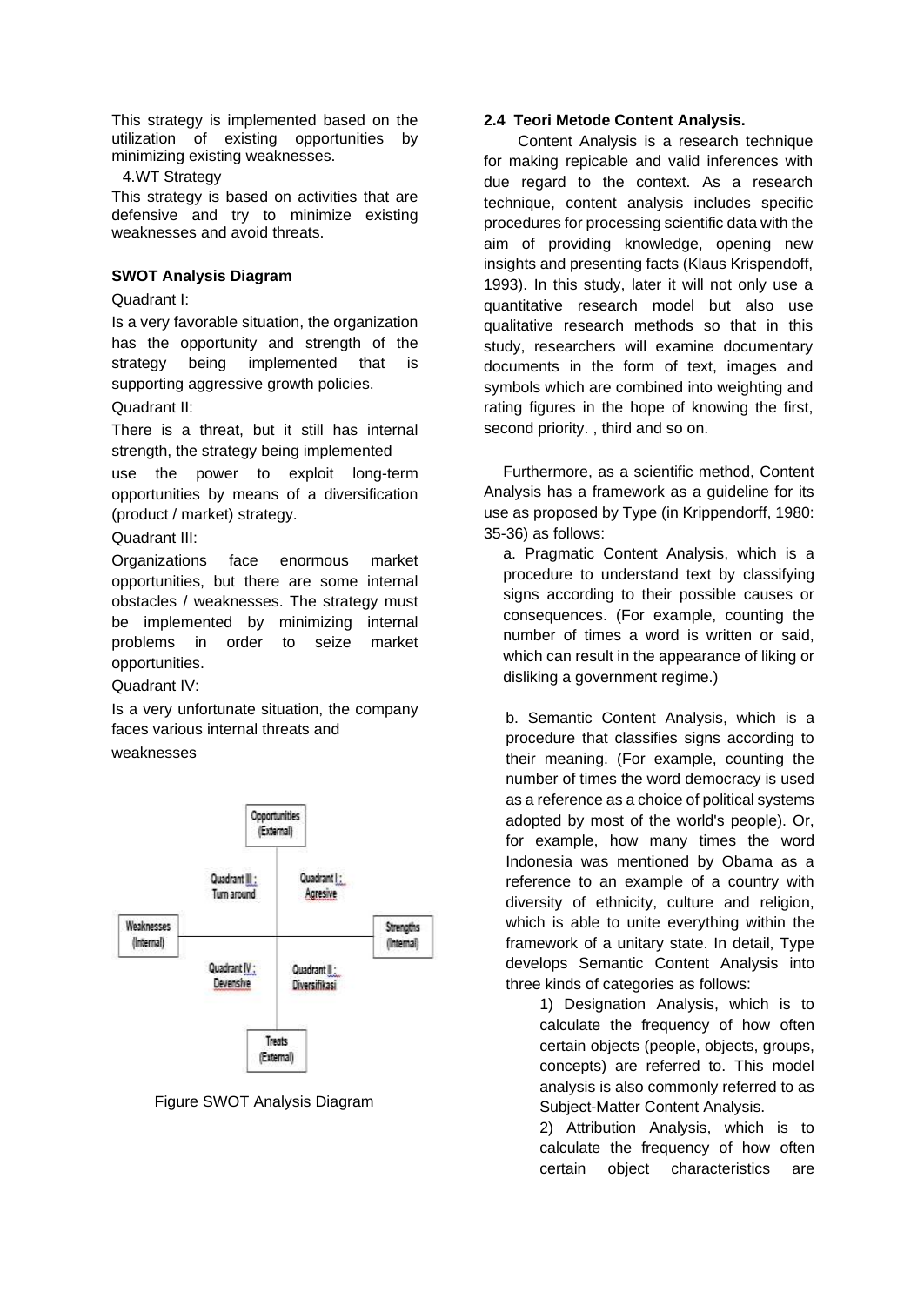This strategy is implemented based on the utilization of existing opportunities by minimizing existing weaknesses.

4.WT Strategy

This strategy is based on activities that are defensive and try to minimize existing weaknesses and avoid threats.

**SWOT Analysis Diagram**

Quadrant I:

Is a very favorable situation, the organization has the opportunity and strength of the strategy being implemented that is supporting aggressive growth policies.

Quadrant II:

There is a threat, but it still has internal strength, the strategy being implemented use the power to exploit long-term opportunities by means of a diversification (product / market) strategy.

Quadrant III:

Organizations face enormous market opportunities, but there are some internal obstacles / weaknesses. The strategy must be implemented by minimizing internal problems in order to seize market opportunities.

Quadrant IV:

Is a very unfortunate situation, the company faces various internal threats and weaknesses

Opportunities (External)

Quadrant III : Turn around

Quadrant I : Agresive

Weaknesses (Internal)

Strengths (Internal)

Quadrant IV : Devensive

Quadrant II : Diversifikasi

Treats (External)

Figure SWOT Analysis Diagram

**2.4 Teori Metode Content Analysis.**

Content Analysis is a research technique for making repicable and valid inferences with due regard to the context. As a research technique, content analysis includes specific procedures for processing scientific data with the aim of providing knowledge, opening new insights and presenting facts (Klaus Krispendoff, 1993). In this study, later it will not only use a quantitative research model but also use qualitative research methods so that in this study, researchers will examine documentary documents in the form of text, images and symbols which are combined into weighting and rating figures in the hope of knowing the first, second priority. , third and so on.

Furthermore, as a scientific method, Content Analysis has a framework as a guideline for its use as proposed by Type (in Krippendorff, 1980: 35-36) as follows:

a. Pragmatic Content Analysis, which is a procedure to understand text by classifying signs according to their possible causes or consequences. (For example, counting the number of times a word is written or said, which can result in the appearance of liking or disliking a government regime.)

b. Semantic Content Analysis, which is a procedure that classifies signs according to their meaning. (For example, counting the number of times the word democracy is used as a reference as a choice of political systems adopted by most of the world's people). Or, for example, how many times the word Indonesia was mentioned by Obama as a reference to an example of a country with diversity of ethnicity, culture and religion, which is able to unite everything within the framework of a unitary state. In detail, Type develops Semantic Content Analysis into three kinds of categories as follows:

1) Designation Analysis, which is to calculate the frequency of how often certain objects (people, objects, groups, concepts) are referred to. This model analysis is also commonly referred to as Subject-Matter Content Analysis.

2) Attribution Analysis, which is to calculate the frequency of how often certain object characteristics are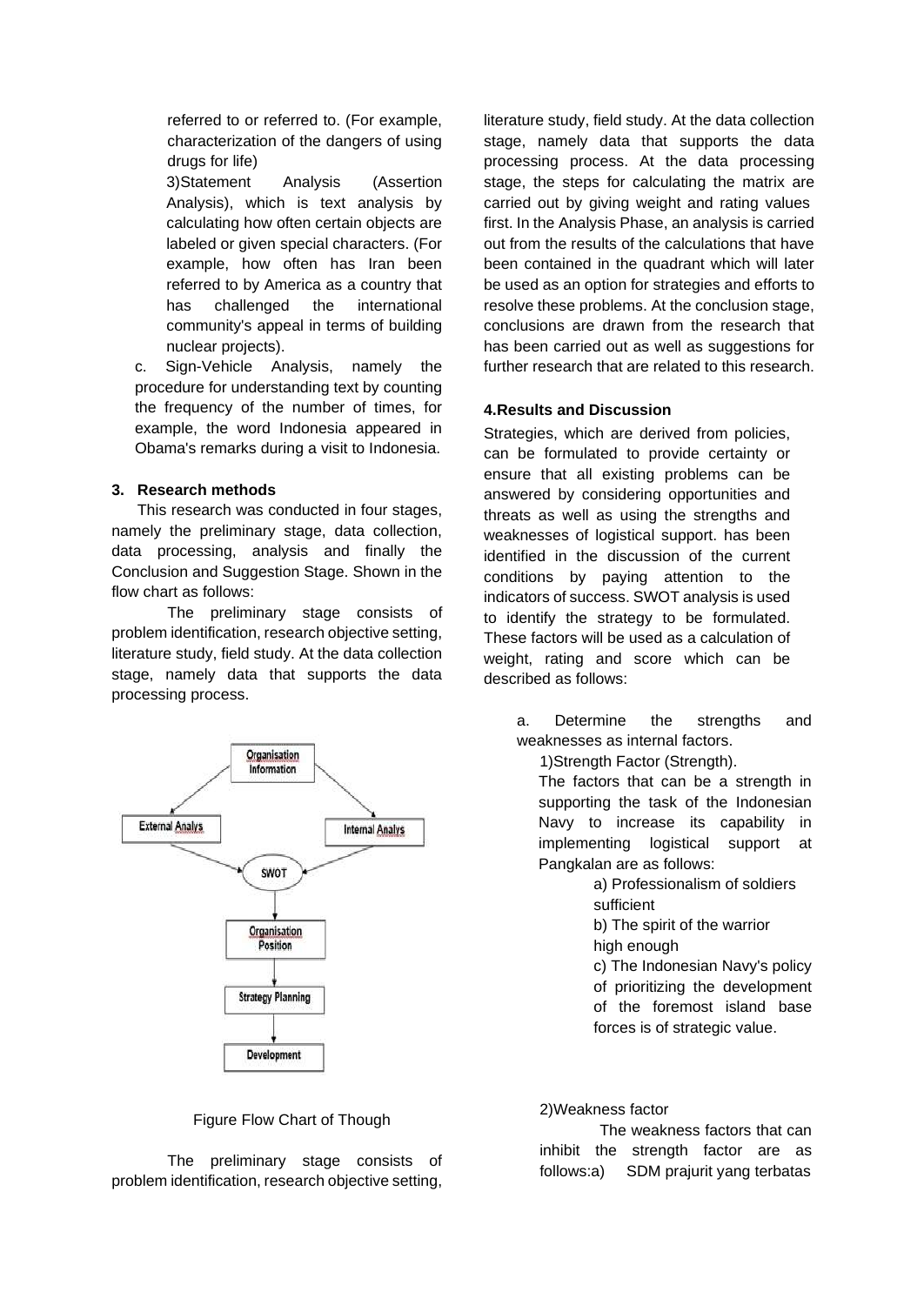referred to or referred to. (For example, characterization of the dangers of using drugs for life)

3)Statement Analysis (Assertion Analysis), which is text analysis by calculating how often certain objects are labeled or given special characters. (For example, how often has Iran been referred to by America as a country that has challenged the international community's appeal in terms of building nuclear projects).

c. Sign-Vehicle Analysis, namely the procedure for understanding text by counting the frequency of the number of times, for example, the word Indonesia appeared in Obama's remarks during a visit to Indonesia.

## 3. Research methods

This research was conducted in four stages, namely the preliminary stage, data collection, data processing, analysis and finally the Conclusion and Suggestion Stage. Shown in the flow chart as follows:

The preliminary stage consists of problem identification, research objective setting, literature study, field study. At the data collection stage, namely data that supports the data processing process.

Organisation Information → External Analys / Internal Analys → SWOT → Organisation Position → Strategy Planning → Development

Figure Flow Chart of Though

The preliminary stage consists of problem identification, research objective setting, literature study, field study. At the data collection stage, namely data that supports the data processing process. At the data processing stage, the steps for calculating the matrix are carried out by giving weight and rating values first. In the Analysis Phase, an analysis is carried out from the results of the calculations that have been contained in the quadrant which will later be used as an option for strategies and efforts to resolve these problems. At the conclusion stage, conclusions are drawn from the research that has been carried out as well as suggestions for further research that are related to this research.

## 4.Results and Discussion

Strategies, which are derived from policies, can be formulated to provide certainty or ensure that all existing problems can be answered by considering opportunities and threats as well as using the strengths and weaknesses of logistical support. has been identified in the discussion of the current conditions by paying attention to the indicators of success. SWOT analysis is used to identify the strategy to be formulated. These factors will be used as a calculation of weight, rating and score which can be described as follows:

a. Determine the strengths and weaknesses as internal factors.

1)Strength Factor (Strength).

The factors that can be a strength in supporting the task of the Indonesian Navy to increase its capability in implementing logistical support at Pangkalan are as follows:

a) Professionalism of soldiers sufficient

b) The spirit of the warrior high enough

c) The Indonesian Navy's policy of prioritizing the development of the foremost island base forces is of strategic value.

2)Weakness factor

The weakness factors that can inhibit the strength factor are as follows:a) SDM prajurit yang terbatas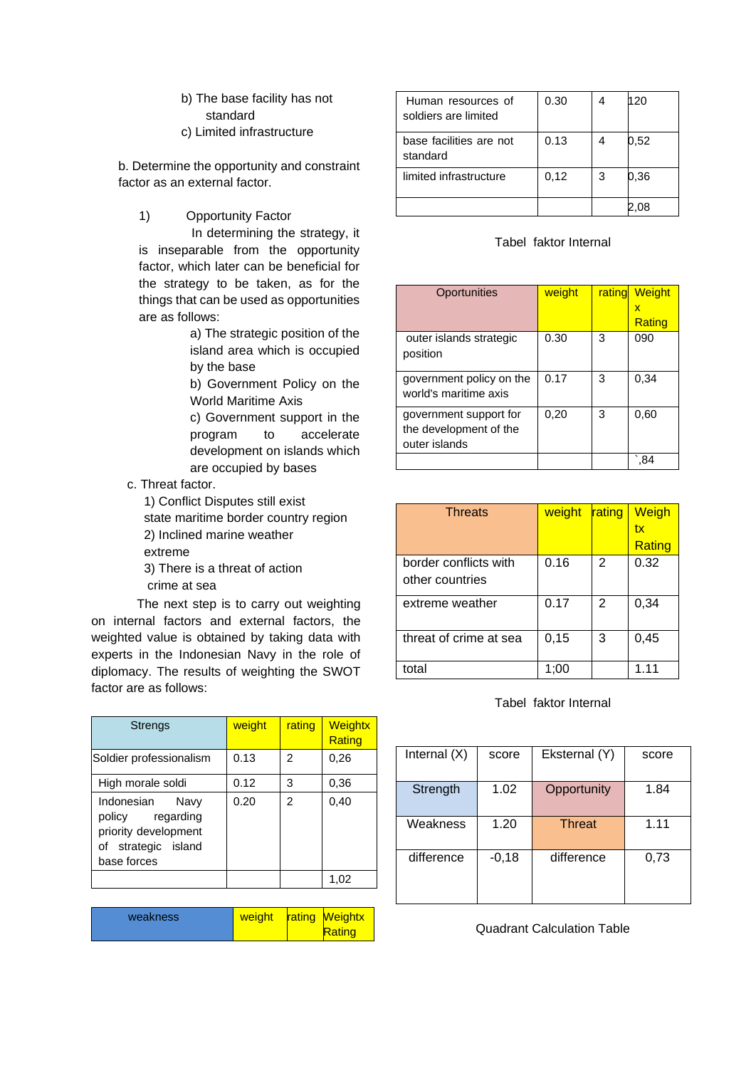b) The base facility has not standard

c) Limited infrastructure

b. Determine the opportunity and constraint factor as an external factor.

1) Opportunity Factor

In determining the strategy, it is inseparable from the opportunity factor, which later can be beneficial for the strategy to be taken, as for the things that can be used as opportunities are as follows:

a) The strategic position of the island area which is occupied by the base

b) Government Policy on the World Maritime Axis

c) Government support in the program to accelerate development on islands which are occupied by bases

c. Threat factor.

1) Conflict Disputes still exist state maritime border country region

2) Inclined marine weather extreme

3) There is a threat of action crime at sea

The next step is to carry out weighting on internal factors and external factors, the weighted value is obtained by taking data with experts in the Indonesian Navy in the role of diplomacy. The results of weighting the SWOT factor are as follows:

| Strengs | weight | rating | Weightx Rating |
|---|---|---|---|
| Soldier professionalism | 0.13 | 2 | 0,26 |
| High morale soldi | 0.12 | 3 | 0,36 |
| Indonesian Navy policy regarding priority development of strategic island base forces | 0.20 | 2 | 0,40 |
| | | | 1,02 |

| weakness | weight | rating | Weightx Rating |
|---|---|---|---|
| Human resources of soldiers are limited | 0.30 | 4 | 120 |
| base facilities are not standard | 0.13 | 4 | 0,52 |
| limited infrastructure | 0,12 | 3 | 0,36 |
| | | | 2,08 |

Tabel faktor Internal

| Oportunities | weight | rating | Weight x Rating |
|---|---|---|---|
| outer islands strategic position | 0.30 | 3 | 090 |
| government policy on the world's maritime axis | 0.17 | 3 | 0,34 |
| government support for the development of the outer islands | 0,20 | 3 | 0,60 |
| | | | `,84 |

| Threats | weight | rating | Weigh tx Rating |
|---|---|---|---|
| border conflicts with other countries | 0.16 | 2 | 0.32 |
| extreme weather | 0.17 | 2 | 0,34 |
| threat of crime at sea | 0,15 | 3 | 0,45 |
| total | 1;00 | | 1.11 |

Tabel faktor Internal

| Internal (X) | score | Eksternal (Y) | score |
|---|---|---|---|
| Strength | 1.02 | Opportunity | 1.84 |
| Weakness | 1.20 | Threat | 1.11 |
| difference | -0,18 | difference | 0,73 |

Quadrant Calculation Table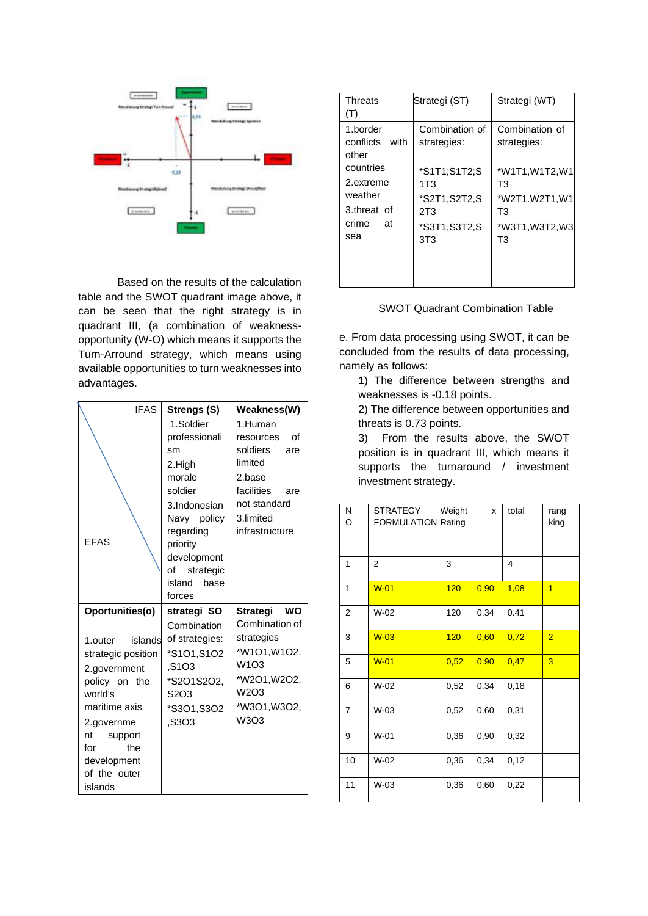Based on the results of the calculation table and the SWOT quadrant image above, it can be seen that the right strategy is in quadrant III, (a combination of weakness-opportunity (W-O) which means it supports the Turn-Arround strategy, which means using available opportunities to turn weaknesses into advantages.

| IFAS / EFAS | Strengs (S) | Weakness(W) |
|---|---|---|
| | 1.Soldier professionalism<br>2.High morale soldier<br>3.Indonesian Navy policy regarding priority development of strategic island base forces | 1.Human resources of soldiers are limited<br>2.base facilities are not standard<br>3.limited infrastructure |
| **Oportunities(o)**<br>1.outer islands strategic position<br>2.government policy on the world's maritime axis<br>2.government support for the development of the outer islands | **strategi SO**<br>Combination of strategies:<br>*S1O1,S1O2,S1O3<br>*S2O1S2O2,S2O3<br>*S3O1,S3O2,S3O3 | **Strategi WO**<br>Combination of strategies<br>*W1O1,W1O2.W1O3<br>*W2O1,W2O2,W2O3<br>*W3O1,W3O2,W3O3 |

| Threats (T) | Strategi (ST) | Strategi (WT) |
|---|---|---|
| 1.border conflicts with other countries<br>2.extreme weather<br>3.threat of crime at sea | Combination of strategies:<br>*S1T1;S1T2;S1T3<br>*S2T1,S2T2,S2T3<br>*S3T1,S3T2,S3T3 | Combination of strategies:<br>*W1T1,W1T2,W1T3<br>*W2T1.W2T1,W1T3<br>*W3T1,W3T2,W3T3 |

SWOT Quadrant Combination Table

e. From data processing using SWOT, it can be concluded from the results of data processing, namely as follows:

1) The difference between strengths and weaknesses is -0.18 points.

2) The difference between opportunities and threats is 0.73 points.

3) From the results above, the SWOT position is in quadrant III, which means it supports the turnaround / investment investment strategy.

| NO | STRATEGY FORMULATION | Weight | x Rating | total | ranking |
|---|---|---|---|---|---|
| 1 | 2 | 3 | | 4 | |
| 1 | W-01 | 120 | 0.90 | 1,08 | 1 |
| 2 | W-02 | 120 | 0.34 | 0.41 | |
| 3 | W-03 | 120 | 0,60 | 0,72 | 2 |
| 5 | W-01 | 0,52 | 0.90 | 0,47 | 3 |
| 6 | W-02 | 0,52 | 0.34 | 0,18 | |
| 7 | W-03 | 0,52 | 0.60 | 0,31 | |
| 9 | W-01 | 0,36 | 0,90 | 0,32 | |
| 10 | W-02 | 0,36 | 0,34 | 0,12 | |
| 11 | W-03 | 0,36 | 0.60 | 0,22 | |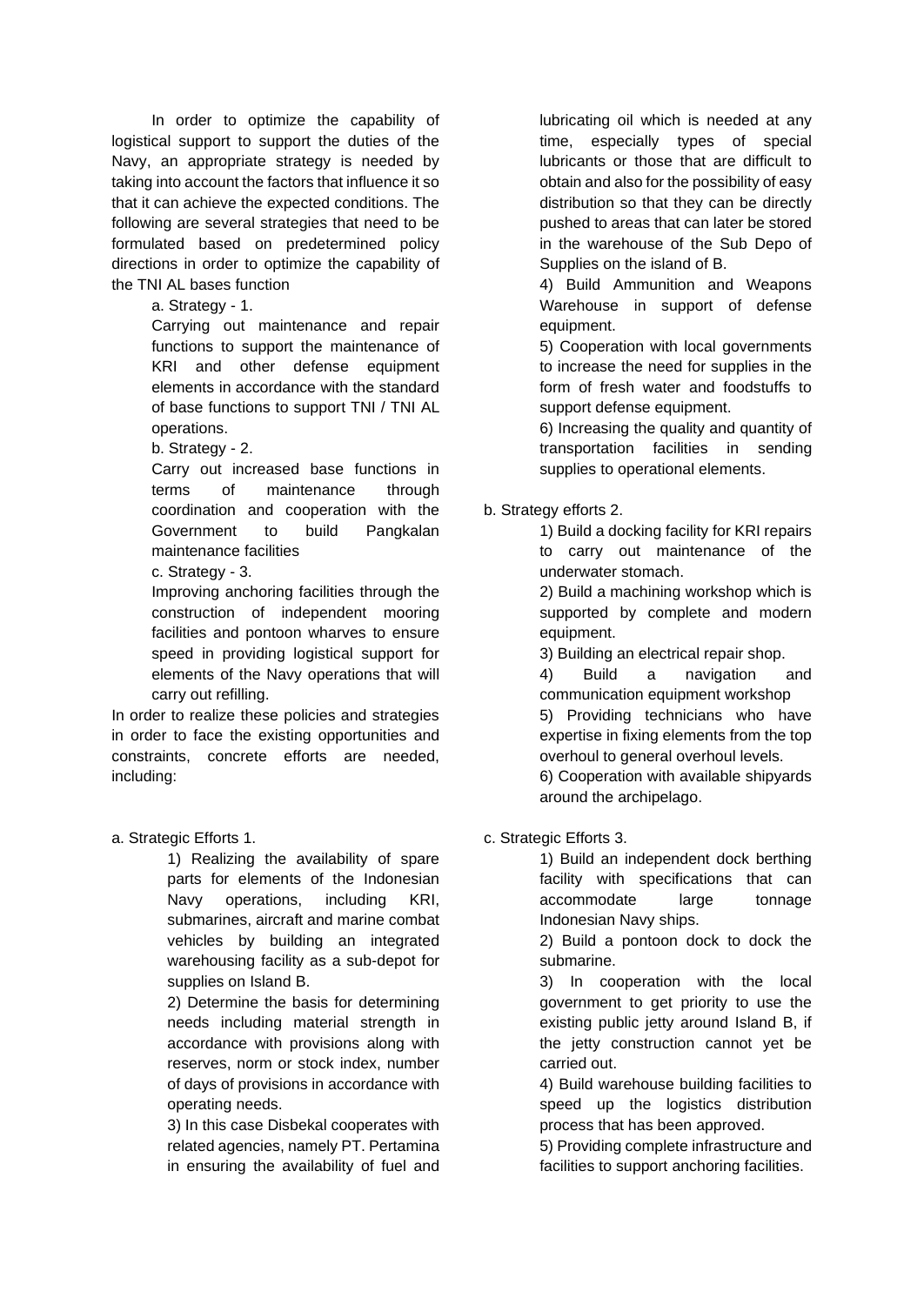In order to optimize the capability of logistical support to support the duties of the Navy, an appropriate strategy is needed by taking into account the factors that influence it so that it can achieve the expected conditions. The following are several strategies that need to be formulated based on predetermined policy directions in order to optimize the capability of the TNI AL bases function

a. Strategy - 1.

Carrying out maintenance and repair functions to support the maintenance of KRI and other defense equipment elements in accordance with the standard of base functions to support TNI / TNI AL operations.

b. Strategy - 2.

Carry out increased base functions in terms of maintenance through coordination and cooperation with the Government to build Pangkalan maintenance facilities

c. Strategy - 3.

Improving anchoring facilities through the construction of independent mooring facilities and pontoon wharves to ensure speed in providing logistical support for elements of the Navy operations that will carry out refilling.

In order to realize these policies and strategies in order to face the existing opportunities and constraints, concrete efforts are needed, including:

a. Strategic Efforts 1.

1) Realizing the availability of spare parts for elements of the Indonesian Navy operations, including KRI, submarines, aircraft and marine combat vehicles by building an integrated warehousing facility as a sub-depot for supplies on Island B.

2) Determine the basis for determining needs including material strength in accordance with provisions along with reserves, norm or stock index, number of days of provisions in accordance with operating needs.

3) In this case Disbekal cooperates with related agencies, namely PT. Pertamina in ensuring the availability of fuel and lubricating oil which is needed at any time, especially types of special lubricants or those that are difficult to obtain and also for the possibility of easy distribution so that they can be directly pushed to areas that can later be stored in the warehouse of the Sub Depo of Supplies on the island of B.

4) Build Ammunition and Weapons Warehouse in support of defense equipment.

5) Cooperation with local governments to increase the need for supplies in the form of fresh water and foodstuffs to support defense equipment.

6) Increasing the quality and quantity of transportation facilities in sending supplies to operational elements.

b. Strategy efforts 2.

1) Build a docking facility for KRI repairs to carry out maintenance of the underwater stomach.

2) Build a machining workshop which is supported by complete and modern equipment.

3) Building an electrical repair shop.

4) Build a navigation and communication equipment workshop

5) Providing technicians who have expertise in fixing elements from the top overhoul to general overhoul levels.

6) Cooperation with available shipyards around the archipelago.

c. Strategic Efforts 3.

1) Build an independent dock berthing facility with specifications that can accommodate large tonnage Indonesian Navy ships.

2) Build a pontoon dock to dock the submarine.

3) In cooperation with the local government to get priority to use the existing public jetty around Island B, if the jetty construction cannot yet be carried out.

4) Build warehouse building facilities to speed up the logistics distribution process that has been approved.

5) Providing complete infrastructure and facilities to support anchoring facilities.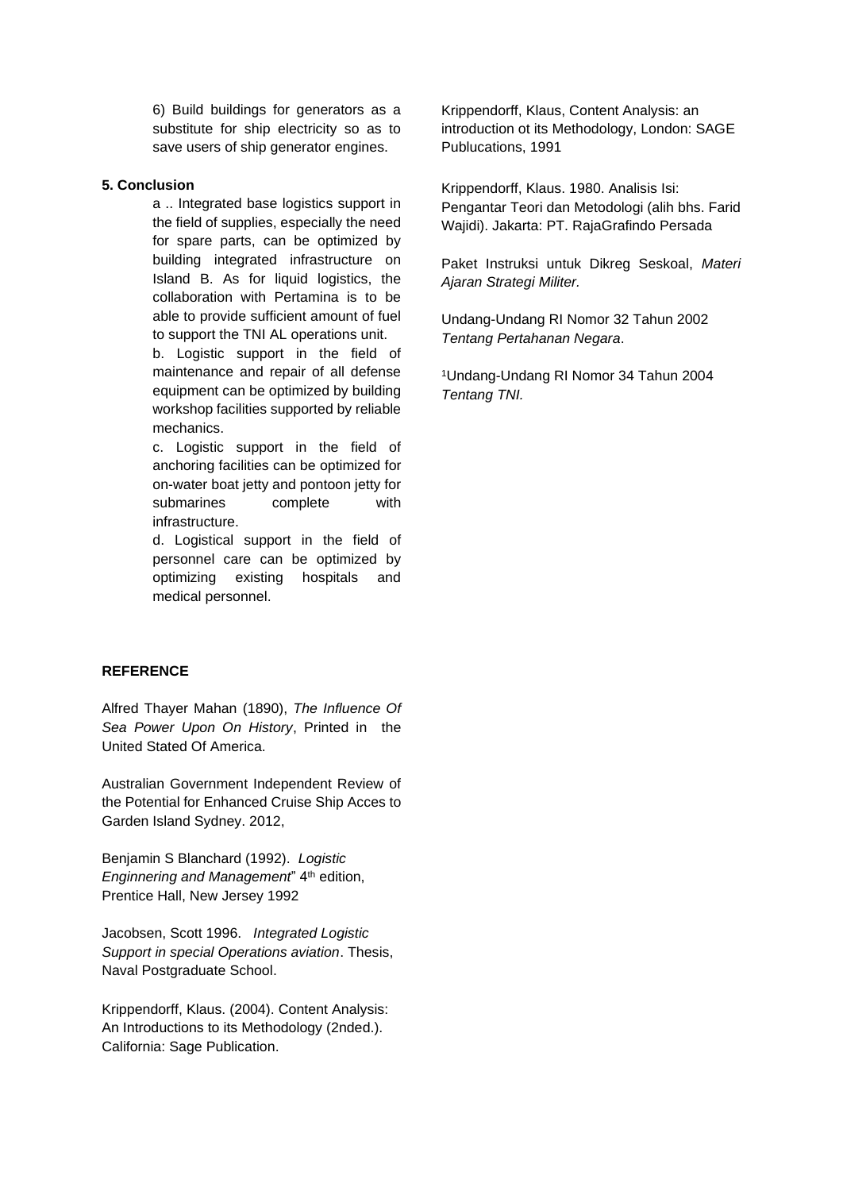6) Build buildings for generators as a substitute for ship electricity so as to save users of ship generator engines.

**5. Conclusion**

a .. Integrated base logistics support in the field of supplies, especially the need for spare parts, can be optimized by building integrated infrastructure on Island B. As for liquid logistics, the collaboration with Pertamina is to be able to provide sufficient amount of fuel to support the TNI AL operations unit.

b. Logistic support in the field of maintenance and repair of all defense equipment can be optimized by building workshop facilities supported by reliable mechanics.

c. Logistic support in the field of anchoring facilities can be optimized for on-water boat jetty and pontoon jetty for submarines complete with infrastructure.

d. Logistical support in the field of personnel care can be optimized by optimizing existing hospitals and medical personnel.

**REFERENCE**

Alfred Thayer Mahan (1890), *The Influence Of Sea Power Upon On History*, Printed in the United Stated Of America.

Australian Government Independent Review of the Potential for Enhanced Cruise Ship Acces to Garden Island Sydney. 2012,

Benjamin S Blanchard (1992). *Logistic Enginnering and Management*" 4th edition, Prentice Hall, New Jersey 1992

Jacobsen, Scott 1996. *Integrated Logistic Support in special Operations aviation*. Thesis, Naval Postgraduate School.

Krippendorff, Klaus. (2004). Content Analysis: An Introductions to its Methodology (2nded.). California: Sage Publication.

Krippendorff, Klaus, Content Analysis: an introduction ot its Methodology, London: SAGE Publucations, 1991

Krippendorff, Klaus. 1980. Analisis Isi: Pengantar Teori dan Metodologi (alih bhs. Farid Wajidi). Jakarta: PT. RajaGrafindo Persada

Paket Instruksi untuk Dikreg Seskoal, *Materi Ajaran Strategi Militer.*

Undang-Undang RI Nomor 32 Tahun 2002 *Tentang Pertahanan Negara*.

[1]Undang-Undang RI Nomor 34 Tahun 2004 *Tentang TNI.*